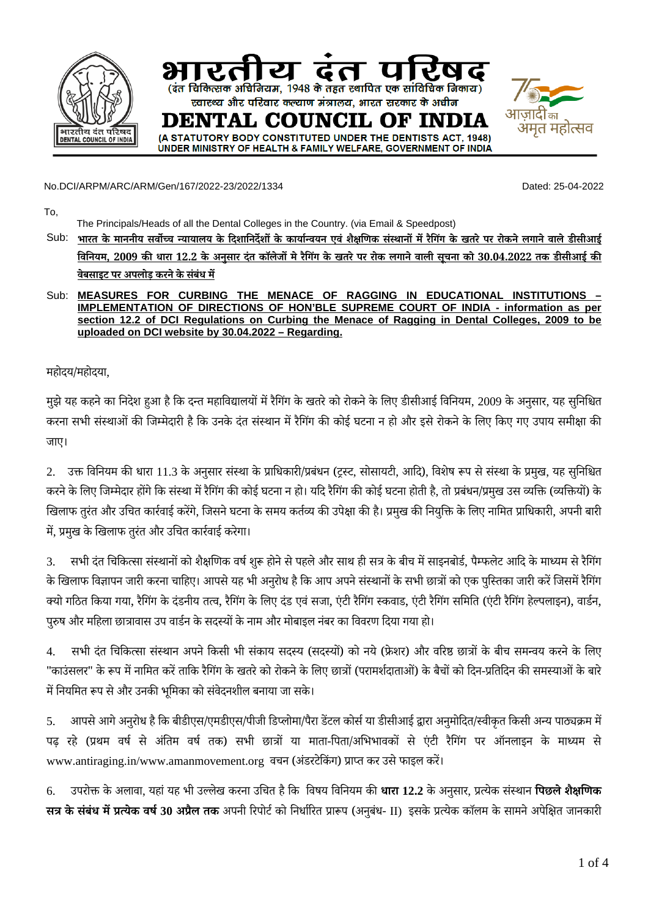# भारतीय दंत परिषद

(दंत चिकित्सक अधिनियम, 1948 के तहत स्थापित एक सांविधिक निकाय)
स्वास्थ्य और परिवार कल्याण मंत्रालय, भारत सरकार के अधीन

# DENTAL COUNCIL OF INDIA

(A STATUTORY BODY CONSTITUTED UNDER THE DENTISTS ACT, 1948)
UNDER MINISTRY OF HEALTH & FAMILY WELFARE, GOVERNMENT OF INDIA

No.DCI/ARPM/ARC/ARM/Gen/167/2022-23/2022/1334

Dated: 25-04-2022

To,

The Principals/Heads of all the Dental Colleges in the Country. (via Email & Speedpost)

Sub: **भारत के माननीय सर्वोच्च न्यायालय के दिशानिर्देशों के कार्यान्वयन एवं शैक्षणिक संस्थानों में रैगिंग के खतरे पर रोकने लगाने वाले डीसीआई विनियम, 2009 की धारा 12.2 के अनुसार दंत कॉलेजों मे रैगिंग के खतरे पर रोक लगाने वाली सूचना को 30.04.2022 तक डीसीआई की वेबसाइट पर अपलोड़ करने के संबंध में**

Sub: **MEASURES FOR CURBING THE MENACE OF RAGGING IN EDUCATIONAL INSTITUTIONS – IMPLEMENTATION OF DIRECTIONS OF HON'BLE SUPREME COURT OF INDIA - information as per section 12.2 of DCI Regulations on Curbing the Menace of Ragging in Dental Colleges, 2009 to be uploaded on DCI website by 30.04.2022 – Regarding.**

महोदय/महोदया,

मुझे यह कहने का निदेश हुआ है कि दन्त महाविद्यालयों में रैगिंग के खतरे को रोकने के लिए डीसीआई विनियम, 2009 के अनुसार, यह सुनिश्चित करना सभी संस्थाओं की जिम्मेदारी है कि उनके दंत संस्थान में रैगिंग की कोई घटना न हो और इसे रोकने के लिए किए गए उपाय समीक्षा की जाए।

2. उक्त विनियम की धारा 11.3 के अनुसार संस्था के प्राधिकारी/प्रबंधन (ट्रस्ट, सोसायटी, आदि), विशेष रूप से संस्था के प्रमुख, यह सुनिश्चित करने के लिए जिम्मेदार होंगे कि संस्था में रैगिंग की कोई घटना न हो। यदि रैगिंग की कोई घटना होती है, तो प्रबंधन/प्रमुख उस व्यक्ति (व्यक्तियों) के खिलाफ तुरंत और उचित कार्रवाई करेंगे, जिसने घटना के समय कर्तव्य की उपेक्षा की है। प्रमुख की नियुक्ति के लिए नामित प्राधिकारी, अपनी बारी में, प्रमुख के खिलाफ तुरंत और उचित कार्रवाई करेगा।

3. सभी दंत चिकित्सा संस्थानों को शैक्षणिक वर्ष शुरू होने से पहले और साथ ही सत्र के बीच में साइनबोर्ड, पैम्फलेट आदि के माध्यम से रैगिंग के खिलाफ विज्ञापन जारी करना चाहिए। आपसे यह भी अनुरोध है कि आप अपने संस्थानों के सभी छात्रों को एक पुस्तिका जारी करें जिसमें रैगिंग क्यो गठित किया गया, रैगिंग के दंडनीय तत्व, रैगिंग के लिए दंड एवं सजा, एंटी रैगिंग स्कवाड, एंटी रैगिंग समिति (एंटी रैगिंग हेल्पलाइन), वार्डन, पुरुष और महिला छात्रावास उप वार्डन के सदस्यों के नाम और मोबाइल नंबर का विवरण दिया गया हो।

4. सभी दंत चिकित्सा संस्थान अपने किसी भी संकाय सदस्य (सदस्यों) को नये (फ्रेशर) और वरिष्ठ छात्रों के बीच समन्वय करने के लिए "काउंसलर" के रूप में नामित करें ताकि रैगिंग के खतरे को रोकने के लिए छात्रों (परामर्शदाताओं) के बैचों को दिन-प्रतिदिन की समस्याओं के बारे में नियमित रूप से और उनकी भूमिका को संवेदनशील बनाया जा सके।

5. आपसे आगे अनुरोध है कि बीडीएस/एमडीएस/पीजी डिप्लोमा/पैरा डेंटल कोर्स या डीसीआई द्वारा अनुमोदित/स्वीकृत किसी अन्य पाठ्यक्रम में पढ़ रहे (प्रथम वर्ष से अंतिम वर्ष तक) सभी छात्रों या माता-पिता/अभिभावकों से एंटी रैगिंग पर ऑनलाइन के माध्यम से www.antiraging.in/www.amanmovement.org वचन (अंडरटेकिंग) प्राप्त कर उसे फाइल करें।

6. उपरोक्त के अलावा, यहां यह भी उल्लेख करना उचित है कि विषय विनियम की **धारा 12.2** के अनुसार, प्रत्येक संस्थान **पिछले शैक्षणिक सत्र के संबंध में प्रत्येक वर्ष 30 अप्रैल तक** अपनी रिपोर्ट को निर्धारित प्रारूप (अनुबंध- II) इसके प्रत्येक कॉलम के सामने अपेक्षित जानकारी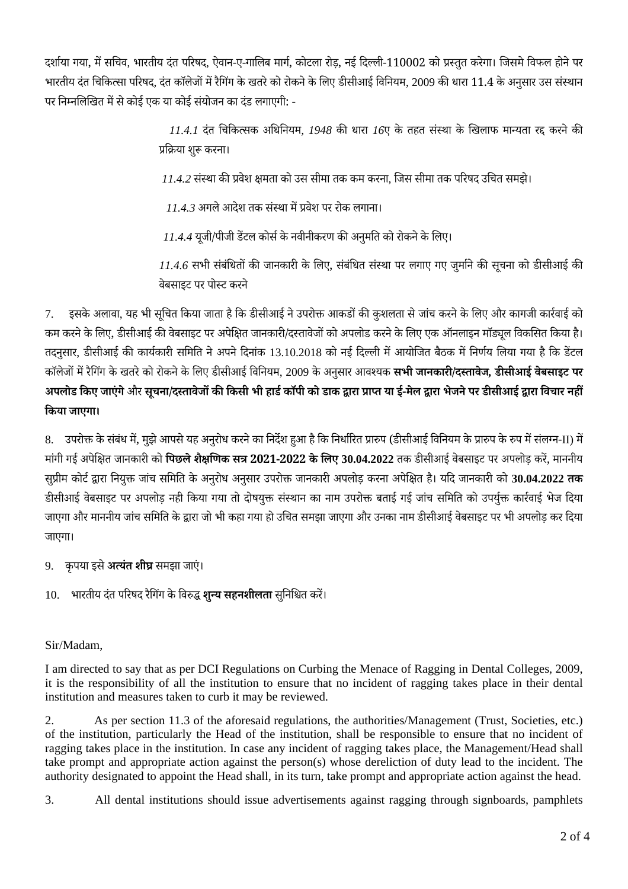दर्शाया गया, में सचिव, भारतीय दंत परिषद, ऐवान-ए-गालिब मार्ग, कोटला रोड़, नई दिल्ली-110002 को प्रस्तुत करेगा। जिसमे विफल होने पर भारतीय दंत चिकित्सा परिषद, दंत कॉलेजों में रैगिंग के खतरे को रोकने के लिए डीसीआई विनियम, 2009 की धारा 11.4 के अनुसार उस संस्थान पर निम्नलिखित में से कोई एक या कोई संयोजन का दंड लगाएगी: -

*11.4.1* दंत चिकित्सक अधिनियम, *1948* की धारा *16*ए के तहत संस्था के खिलाफ मान्यता रद्द करने की प्रक्रिया शुरू करना।

*11.4.2* संस्था की प्रवेश क्षमता को उस सीमा तक कम करना, जिस सीमा तक परिषद उचित समझे।

*11.4.3* अगले आदेश तक संस्था में प्रवेश पर रोक लगाना।

*11.4.4* यूजी/पीजी डेंटल कोर्स के नवीनीकरण की अनुमति को रोकने के लिए।

*11.4.6* सभी संबंधितों की जानकारी के लिए, संबंधित संस्था पर लगाए गए जुर्माने की सूचना को डीसीआई की वेबसाइट पर पोस्ट करने

7. इसके अलावा, यह भी सूचित किया जाता है कि डीसीआई ने उपरोक्त आकडों की कुशलता से जांच करने के लिए और कागजी कार्रवाई को कम करने के लिए, डीसीआई की वेबसाइट पर अपेक्षित जानकारी/दस्तावेजों को अपलोड करने के लिए एक ऑनलाइन मॉड्यूल विकसित किया है। तदनुसार, डीसीआई की कार्यकारी समिति ने अपने दिनांक 13.10.2018 को नई दिल्ली में आयोजित बैठक में निर्णय लिया गया है कि डेंटल कॉलेजों में रैगिंग के खतरे को रोकने के लिए डीसीआई विनियम, 2009 के अनुसार आवश्यक **सभी जानकारी/दस्तावेज, डीसीआई वेबसाइट पर अपलोड किए जाएंगे** और **सूचना/दस्तावेजों की किसी भी हार्ड कॉपी को डाक द्वारा प्राप्त या ई-मेल द्वारा भेजने पर डीसीआई द्वारा विचार नहीं किया जाएगा।**

8. उपरोक्त के संबंध में, मुझे आपसे यह अनुरोध करने का निर्देश हुआ है कि निर्धारित प्रारुप (डीसीआई विनियम के प्रारुप के रुप में संलग्न-II) में मांगी गई अपेक्षित जानकारी को **पिछले शैक्षणिक सत्र 2021-2022 के लिए 30.04.2022** तक डीसीआई वेबसाइट पर अपलोड़ करें, माननीय सुप्रीम कोर्ट द्वारा नियुक्त जांच समिति के अनुरोध अनुसार उपरोक्त जानकारी अपलोड़ करना अपेक्षित है। यदि जानकारी को **30.04.2022 तक** डीसीआई वेबसाइट पर अपलोड़ नही किया गया तो दोषयुक्त संस्थान का नाम उपरोक्त बताई गई जांच समिति को उपर्युक्त कार्रवाई भेज दिया जाएगा और माननीय जांच समिति के द्वारा जो भी कहा गया हो उचित समझा जाएगा और उनका नाम डीसीआई वेबसाइट पर भी अपलोड़ कर दिया जाएगा।

9. कृपया इसे **अत्यंत शीघ्र** समझा जाएं।

10. भारतीय दंत परिषद रैगिंग के विरुद्ध **शुन्य सहनशीलता** सुनिश्चित करें।

Sir/Madam,

I am directed to say that as per DCI Regulations on Curbing the Menace of Ragging in Dental Colleges, 2009, it is the responsibility of all the institution to ensure that no incident of ragging takes place in their dental institution and measures taken to curb it may be reviewed.

2. As per section 11.3 of the aforesaid regulations, the authorities/Management (Trust, Societies, etc.) of the institution, particularly the Head of the institution, shall be responsible to ensure that no incident of ragging takes place in the institution. In case any incident of ragging takes place, the Management/Head shall take prompt and appropriate action against the person(s) whose dereliction of duty lead to the incident. The authority designated to appoint the Head shall, in its turn, take prompt and appropriate action against the head.

3. All dental institutions should issue advertisements against ragging through signboards, pamphlets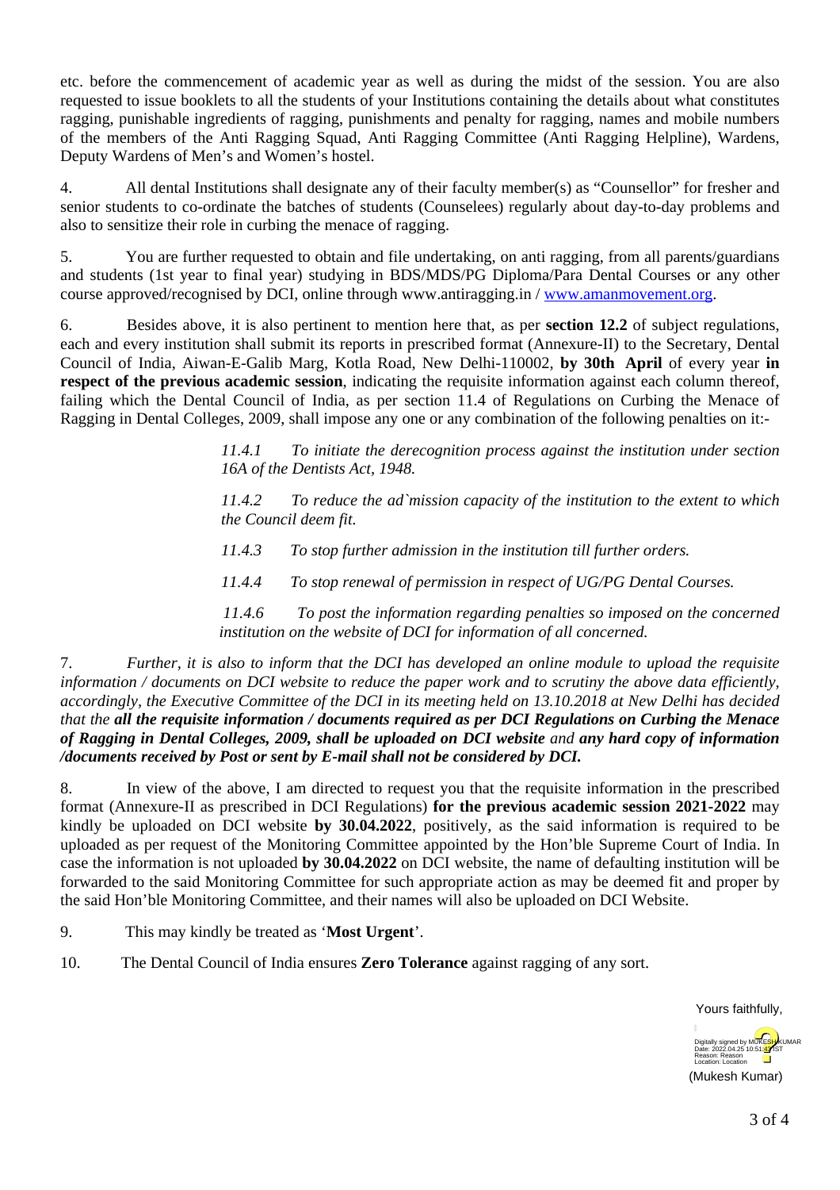etc. before the commencement of academic year as well as during the midst of the session. You are also requested to issue booklets to all the students of your Institutions containing the details about what constitutes ragging, punishable ingredients of ragging, punishments and penalty for ragging, names and mobile numbers of the members of the Anti Ragging Squad, Anti Ragging Committee (Anti Ragging Helpline), Wardens, Deputy Wardens of Men's and Women's hostel.

4. All dental Institutions shall designate any of their faculty member(s) as "Counsellor" for fresher and senior students to co-ordinate the batches of students (Counselees) regularly about day-to-day problems and also to sensitize their role in curbing the menace of ragging.

5. You are further requested to obtain and file undertaking, on anti ragging, from all parents/guardians and students (1st year to final year) studying in BDS/MDS/PG Diploma/Para Dental Courses or any other course approved/recognised by DCI, online through www.antiragging.in / [www.amanmovement.org](http://www.amanmovement.org).

6. Besides above, it is also pertinent to mention here that, as per **section 12.2** of subject regulations, each and every institution shall submit its reports in prescribed format (Annexure-II) to the Secretary, Dental Council of India, Aiwan-E-Galib Marg, Kotla Road, New Delhi-110002, **by 30th April** of every year **in respect of the previous academic session**, indicating the requisite information against each column thereof, failing which the Dental Council of India, as per section 11.4 of Regulations on Curbing the Menace of Ragging in Dental Colleges, 2009, shall impose any one or any combination of the following penalties on it:-

> *11.4.1 To initiate the derecognition process against the institution under section 16A of the Dentists Act, 1948.*
>
> *11.4.2 To reduce the ad`mission capacity of the institution to the extent to which the Council deem fit.*
>
> *11.4.3 To stop further admission in the institution till further orders.*
>
> *11.4.4 To stop renewal of permission in respect of UG/PG Dental Courses.*
>
> *11.4.6 To post the information regarding penalties so imposed on the concerned institution on the website of DCI for information of all concerned.*

7. *Further, it is also to inform that the DCI has developed an online module to upload the requisite information / documents on DCI website to reduce the paper work and to scrutiny the above data efficiently, accordingly, the Executive Committee of the DCI in its meeting held on 13.10.2018 at New Delhi has decided that the* ***all the requisite information / documents required as per DCI Regulations on Curbing the Menace of Ragging in Dental Colleges, 2009, shall be uploaded on DCI website*** *and* ***any hard copy of information /documents received by Post or sent by E-mail shall not be considered by DCI.***

8. In view of the above, I am directed to request you that the requisite information in the prescribed format (Annexure-II as prescribed in DCI Regulations) **for the previous academic session 2021-2022** may kindly be uploaded on DCI website **by 30.04.2022**, positively, as the said information is required to be uploaded as per request of the Monitoring Committee appointed by the Hon'ble Supreme Court of India. In case the information is not uploaded **by 30.04.2022** on DCI website, the name of defaulting institution will be forwarded to the said Monitoring Committee for such appropriate action as may be deemed fit and proper by the said Hon'ble Monitoring Committee, and their names will also be uploaded on DCI Website.

9. This may kindly be treated as '**Most Urgent**'.

10. The Dental Council of India ensures **Zero Tolerance** against ragging of any sort.

Yours faithfully,

Digitally signed by MUKESH KUMAR
Date: 2022.04.25 10:51:43 IST
Reason: Reason
Location: Location

(Mukesh Kumar)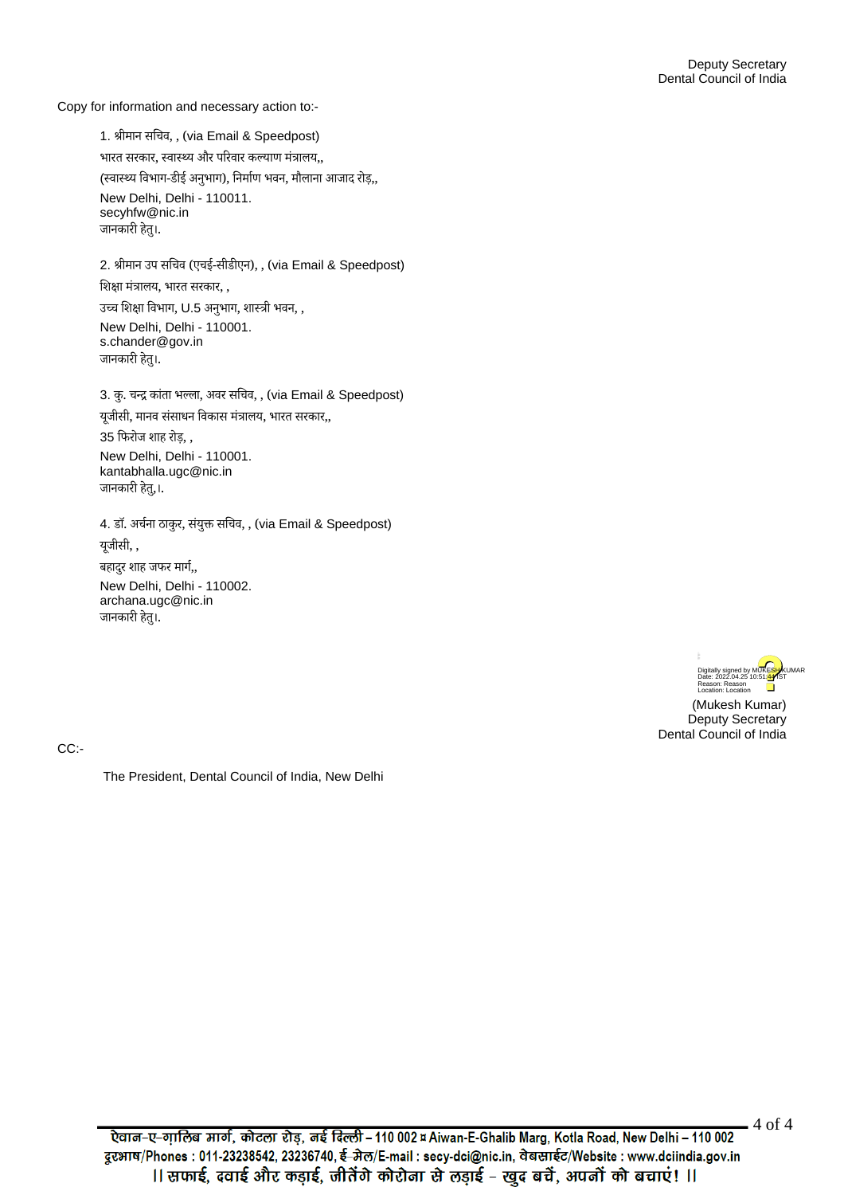Deputy Secretary
Dental Council of India

Copy for information and necessary action to:-

1. श्रीमान सचिव, , (via Email & Speedpost)
भारत सरकार, स्वास्थ्य और परिवार कल्याण मंत्रालय,,
(स्वास्थ्य विभाग-डीई अनुभाग), निर्माण भवन, मौलाना आजाद रोड़,,
New Delhi, Delhi - 110011.
secyhfw@nic.in
जानकारी हेतु।.

2. श्रीमान उप सचिव (एचई-सीडीएन), , (via Email & Speedpost)
शिक्षा मंत्रालय, भारत सरकार, ,
उच्च शिक्षा विभाग, U.5 अनुभाग, शास्त्री भवन, ,
New Delhi, Delhi - 110001.
s.chander@gov.in
जानकारी हेतु।.

3. कु. चन्द्र कांता भल्ला, अवर सचिव, , (via Email & Speedpost)
यूजीसी, मानव संसाधन विकास मंत्रालय, भारत सरकार,,
35 फिरोज शाह रोड़, ,
New Delhi, Delhi - 110001.
kantabhalla.ugc@nic.in
जानकारी हेतु,।.

4. डॉ. अर्चना ठाकुर, संयुक्त सचिव, , (via Email & Speedpost)
यूजीसी, ,
बहादुर शाह जफर मार्ग,,
New Delhi, Delhi - 110002.
archana.ugc@nic.in
जानकारी हेतु।.

Digitally signed by MUKESH KUMAR
Date: 2022.04.25 10:51:44 IST
Reason: Reason
Location: Location

(Mukesh Kumar)
Deputy Secretary
Dental Council of India

CC:-

The President, Dental Council of India, New Delhi

ऐवान-ए-ग़ालिब मार्ग, कोटला रोड़, नई दिल्ली – 110 002 ¤ Aiwan-E-Ghalib Marg, Kotla Road, New Delhi – 110 002
दूरभाष/Phones : 011-23238542, 23236740, ई-मेल/E-mail : secy-dci@nic.in, वेबसाईट/Website : www.dciindia.gov.in
|| सफाई, दवाई और कड़ाई, जीतेंगे कोरोना से लड़ाई – खुद बचें, अपनों को बचाएं! ||